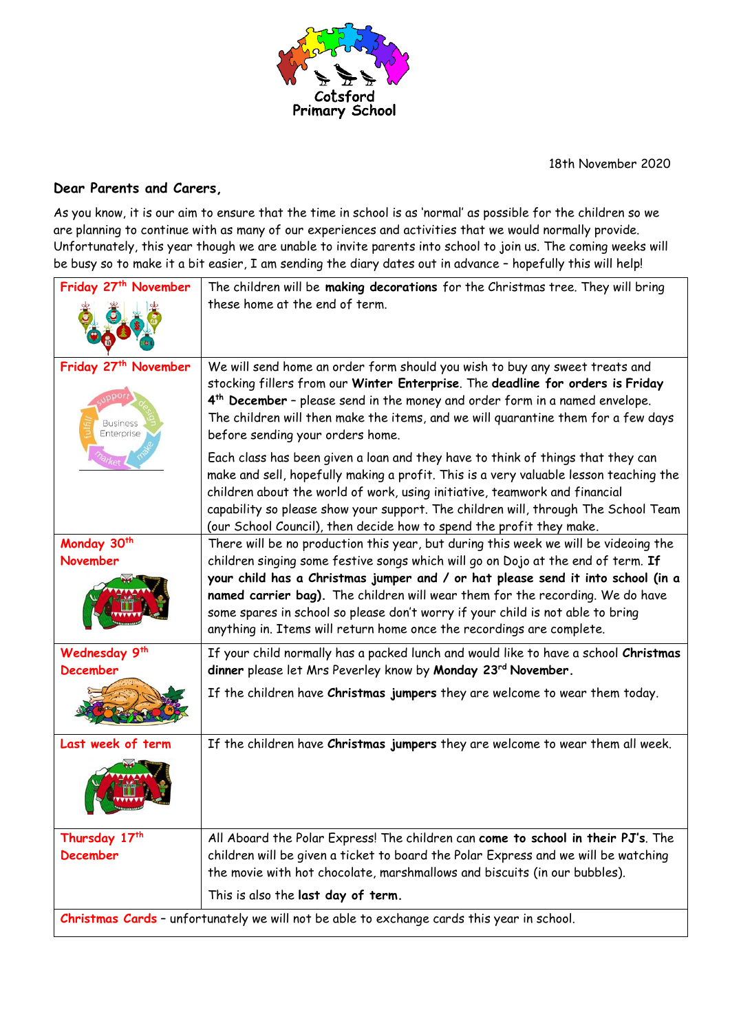Cotsford Primary School

18th November 2020

**Dear Parents and Carers,**

As you know, it is our aim to ensure that the time in school is as 'normal' as possible for the children so we are planning to continue with as many of our experiences and activities that we would normally provide. Unfortunately, this year though we are unable to invite parents into school to join us. The coming weeks will be busy so to make it a bit easier, I am sending the diary dates out in advance – hopefully this will help!

| | |
|---|---|
| Friday 27th November | The children will be **making decorations** for the Christmas tree. They will bring these home at the end of term. |
| Friday 27th November | We will send home an order form should you wish to buy any sweet treats and stocking fillers from our **Winter Enterprise**. The **deadline for orders is Friday 4th December** – please send in the money and order form in a named envelope. The children will then make the items, and we will quarantine them for a few days before sending your orders home.<br><br>Each class has been given a loan and they have to think of things that they can make and sell, hopefully making a profit. This is a very valuable lesson teaching the children about the world of work, using initiative, teamwork and financial capability so please show your support. The children will, through The School Team (our School Council), then decide how to spend the profit they make. |
| Monday 30th November | There will be no production this year, but during this week we will be videoing the children singing some festive songs which will go on Dojo at the end of term. **If your child has a Christmas jumper and / or hat please send it into school (in a named carrier bag).** The children will wear them for the recording. We do have some spares in school so please don't worry if your child is not able to bring anything in. Items will return home once the recordings are complete. |
| Wednesday 9th December | If your child normally has a packed lunch and would like to have a school **Christmas dinner** please let Mrs Peverley know by **Monday 23rd November.**<br><br>If the children have **Christmas jumpers** they are welcome to wear them today. |
| Last week of term | If the children have **Christmas jumpers** they are welcome to wear them all week. |
| Thursday 17th December | All Aboard the Polar Express! The children can **come to school in their PJ's**. The children will be given a ticket to board the Polar Express and we will be watching the movie with hot chocolate, marshmallows and biscuits (in our bubbles).<br><br>This is also the **last day of term.** |
| Christmas Cards – unfortunately we will not be able to exchange cards this year in school. | |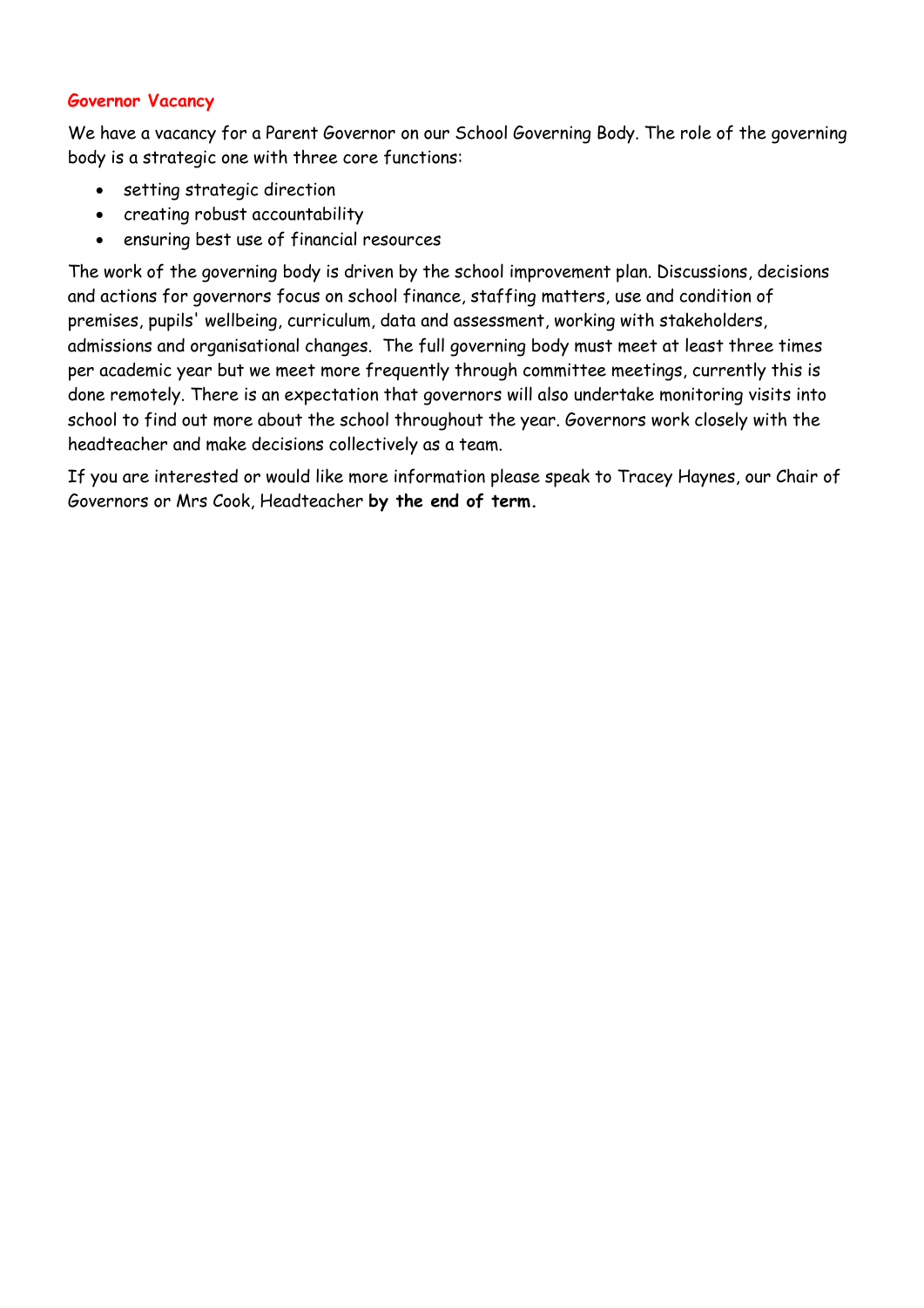**Governor Vacancy**

We have a vacancy for a Parent Governor on our School Governing Body. The role of the governing body is a strategic one with three core functions:

- setting strategic direction
- creating robust accountability
- ensuring best use of financial resources

The work of the governing body is driven by the school improvement plan. Discussions, decisions and actions for governors focus on school finance, staffing matters, use and condition of premises, pupils' wellbeing, curriculum, data and assessment, working with stakeholders, admissions and organisational changes. The full governing body must meet at least three times per academic year but we meet more frequently through committee meetings, currently this is done remotely. There is an expectation that governors will also undertake monitoring visits into school to find out more about the school throughout the year. Governors work closely with the headteacher and make decisions collectively as a team.

If you are interested or would like more information please speak to Tracey Haynes, our Chair of Governors or Mrs Cook, Headteacher **by the end of term.**